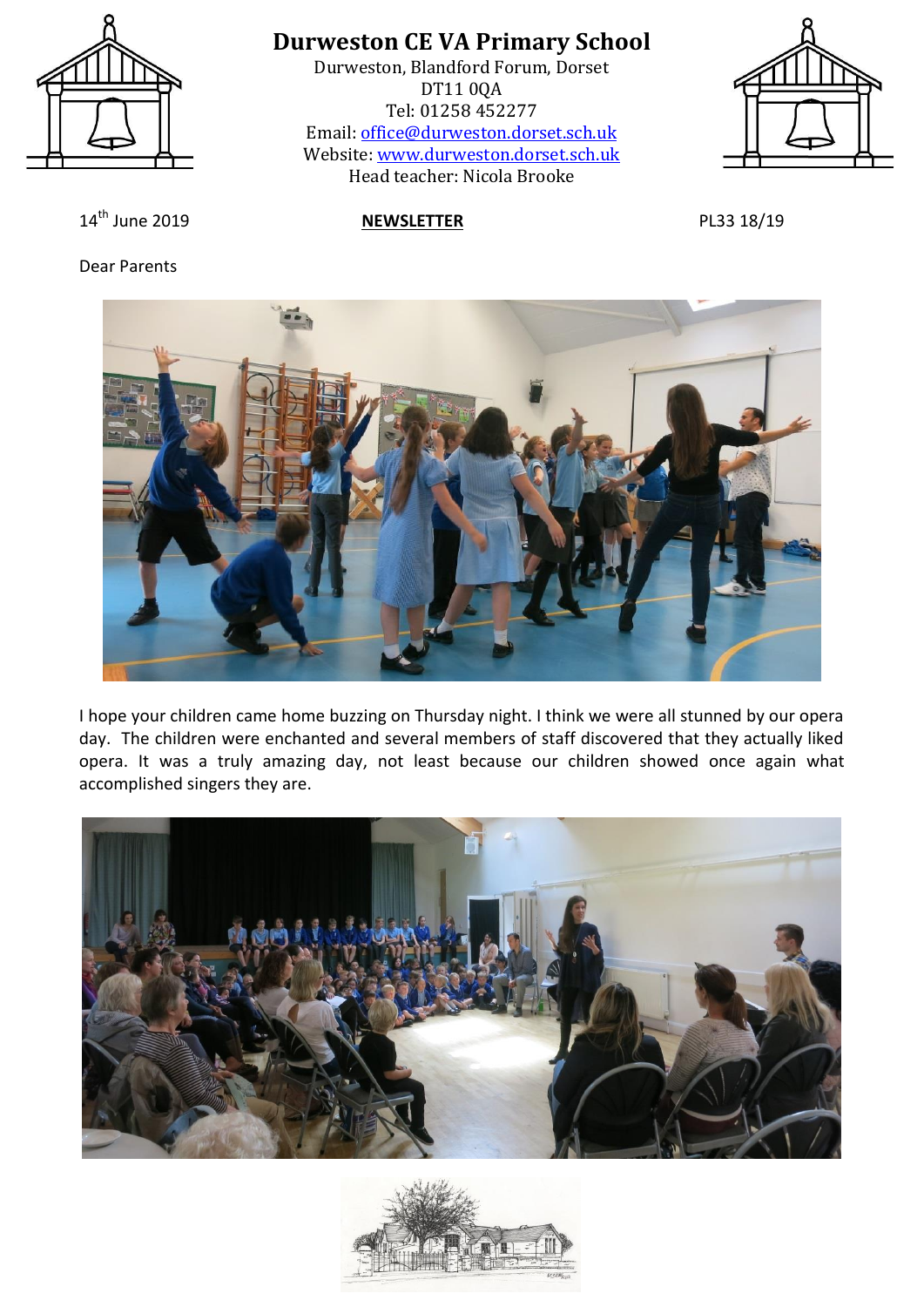# Durweston CE VA Primary School

Durweston, Blandford Forum, Dorset
DT11 0QA
Tel: 01258 452277
Email: office@durweston.dorset.sch.uk
Website: www.durweston.dorset.sch.uk
Head teacher: Nicola Brooke

14th June 2019 **NEWSLETTER** PL33 18/19

Dear Parents

I hope your children came home buzzing on Thursday night. I think we were all stunned by our opera day. The children were enchanted and several members of staff discovered that they actually liked opera. It was a truly amazing day, not least because our children showed once again what accomplished singers they are.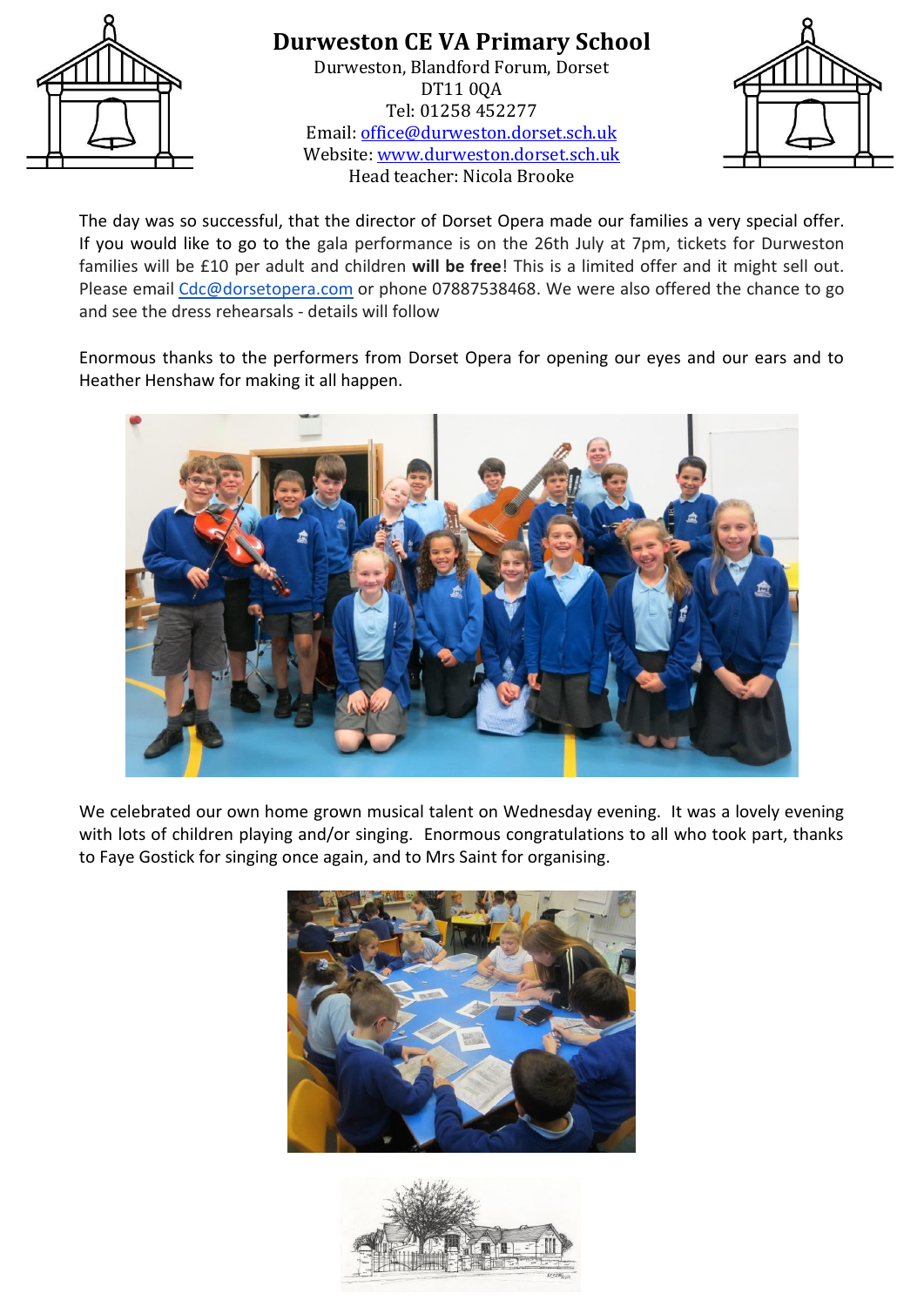# Durweston CE VA Primary School

Durweston, Blandford Forum, Dorset
DT11 0QA
Tel: 01258 452277
Email: office@durweston.dorset.sch.uk
Website: www.durweston.dorset.sch.uk
Head teacher: Nicola Brooke

The day was so successful, that the director of Dorset Opera made our families a very special offer. If you would like to go to the gala performance is on the 26th July at 7pm, tickets for Durweston families will be £10 per adult and children **will be free**! This is a limited offer and it might sell out. Please email Cdc@dorsetopera.com or phone 07887538468. We were also offered the chance to go and see the dress rehearsals - details will follow

Enormous thanks to the performers from Dorset Opera for opening our eyes and our ears and to Heather Henshaw for making it all happen.

We celebrated our own home grown musical talent on Wednesday evening. It was a lovely evening with lots of children playing and/or singing. Enormous congratulations to all who took part, thanks to Faye Gostick for singing once again, and to Mrs Saint for organising.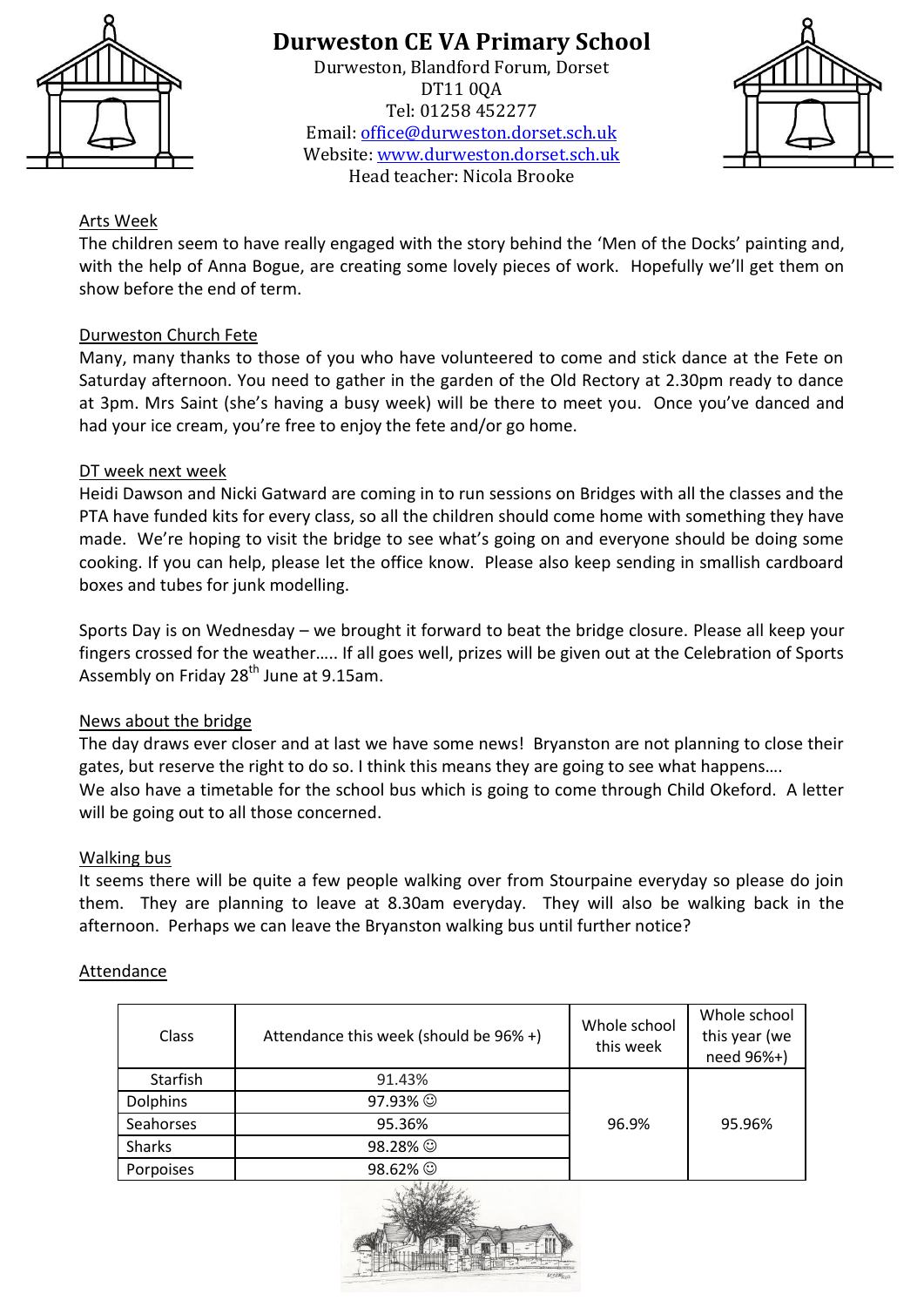# Durweston CE VA Primary School

Durweston, Blandford Forum, Dorset
DT11 0QA
Tel: 01258 452277
Email: office@durweston.dorset.sch.uk
Website: www.durweston.dorset.sch.uk
Head teacher: Nicola Brooke

## Arts Week

The children seem to have really engaged with the story behind the 'Men of the Docks' painting and, with the help of Anna Bogue, are creating some lovely pieces of work. Hopefully we'll get them on show before the end of term.

## Durweston Church Fete

Many, many thanks to those of you who have volunteered to come and stick dance at the Fete on Saturday afternoon. You need to gather in the garden of the Old Rectory at 2.30pm ready to dance at 3pm. Mrs Saint (she's having a busy week) will be there to meet you. Once you've danced and had your ice cream, you're free to enjoy the fete and/or go home.

## DT week next week

Heidi Dawson and Nicki Gatward are coming in to run sessions on Bridges with all the classes and the PTA have funded kits for every class, so all the children should come home with something they have made. We're hoping to visit the bridge to see what's going on and everyone should be doing some cooking. If you can help, please let the office know. Please also keep sending in smallish cardboard boxes and tubes for junk modelling.

Sports Day is on Wednesday – we brought it forward to beat the bridge closure. Please all keep your fingers crossed for the weather….. If all goes well, prizes will be given out at the Celebration of Sports Assembly on Friday 28th June at 9.15am.

## News about the bridge

The day draws ever closer and at last we have some news! Bryanston are not planning to close their gates, but reserve the right to do so. I think this means they are going to see what happens….
We also have a timetable for the school bus which is going to come through Child Okeford. A letter will be going out to all those concerned.

## Walking bus

It seems there will be quite a few people walking over from Stourpaine everyday so please do join them. They are planning to leave at 8.30am everyday. They will also be walking back in the afternoon. Perhaps we can leave the Bryanston walking bus until further notice?

## Attendance

| Class | Attendance this week (should be 96% +) | Whole school this week | Whole school this year (we need 96%+) |
|---|---|---|---|
| Starfish | 91.43% | 96.9% | 95.96% |
| Dolphins | 97.93% ☺ | | |
| Seahorses | 95.36% | | |
| Sharks | 98.28% ☺ | | |
| Porpoises | 98.62% ☺ | | |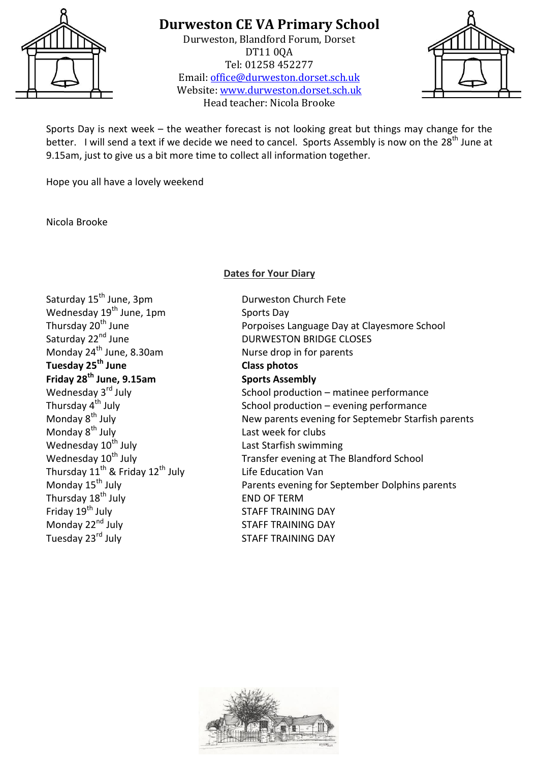# Durweston CE VA Primary School

Durweston, Blandford Forum, Dorset
DT11 0QA
Tel: 01258 452277
Email: office@durweston.dorset.sch.uk
Website: www.durweston.dorset.sch.uk
Head teacher: Nicola Brooke

Sports Day is next week – the weather forecast is not looking great but things may change for the better. I will send a text if we decide we need to cancel. Sports Assembly is now on the 28th June at 9.15am, just to give us a bit more time to collect all information together.

Hope you all have a lovely weekend

Nicola Brooke

## Dates for Your Diary

| | |
|---|---|
| Saturday 15th June, 3pm | Durweston Church Fete |
| Wednesday 19th June, 1pm | Sports Day |
| Thursday 20th June | Porpoises Language Day at Clayesmore School |
| Saturday 22nd June | DURWESTON BRIDGE CLOSES |
| Monday 24th June, 8.30am | Nurse drop in for parents |
| **Tuesday 25th June** | **Class photos** |
| **Friday 28th June, 9.15am** | **Sports Assembly** |
| Wednesday 3rd July | School production – matinee performance |
| Thursday 4th July | School production – evening performance |
| Monday 8th July | New parents evening for Septemebr Starfish parents |
| Monday 8th July | Last week for clubs |
| Wednesday 10th July | Last Starfish swimming |
| Wednesday 10th July | Transfer evening at The Blandford School |
| Thursday 11th & Friday 12th July | Life Education Van |
| Monday 15th July | Parents evening for September Dolphins parents |
| Thursday 18th July | END OF TERM |
| Friday 19th July | STAFF TRAINING DAY |
| Monday 22nd July | STAFF TRAINING DAY |
| Tuesday 23rd July | STAFF TRAINING DAY |